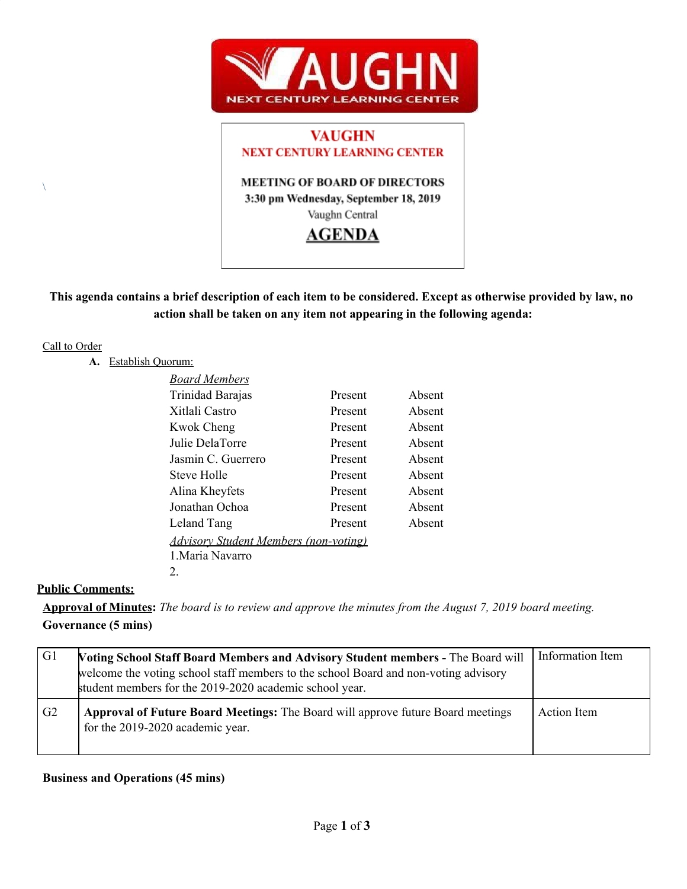VAUGHN NEXT CENTURY LEARNING CENTER

# VAUGHN
## NEXT CENTURY LEARNING CENTER

**MEETING OF BOARD OF DIRECTORS**
**3:30 pm Wednesday, September 18, 2019**
Vaughn Central

# AGENDA

**This agenda contains a brief description of each item to be considered. Except as otherwise provided by law, no action shall be taken on any item not appearing in the following agenda:**

Call to Order

**A.** Establish Quorum:

| *Board Members* | | |
|---|---|---|
| Trinidad Barajas | Present | Absent |
| Xitlali Castro | Present | Absent |
| Kwok Cheng | Present | Absent |
| Julie DelaTorre | Present | Absent |
| Jasmin C. Guerrero | Present | Absent |
| Steve Holle | Present | Absent |
| Alina Kheyfets | Present | Absent |
| Jonathan Ochoa | Present | Absent |
| Leland Tang | Present | Absent |

*Advisory Student Members (non-voting)*

1. Maria Navarro
2.

**Public Comments:**

**Approval of Minutes:** *The board is to review and approve the minutes from the August 7, 2019 board meeting.*

**Governance (5 mins)**

| | | |
|---|---|---|
| G1 | **Voting School Staff Board Members and Advisory Student members -** The Board will welcome the voting school staff members to the school Board and non-voting advisory student members for the 2019-2020 academic school year. | Information Item |
| G2 | **Approval of Future Board Meetings:** The Board will approve future Board meetings for the 2019-2020 academic year. | Action Item |

**Business and Operations (45 mins)**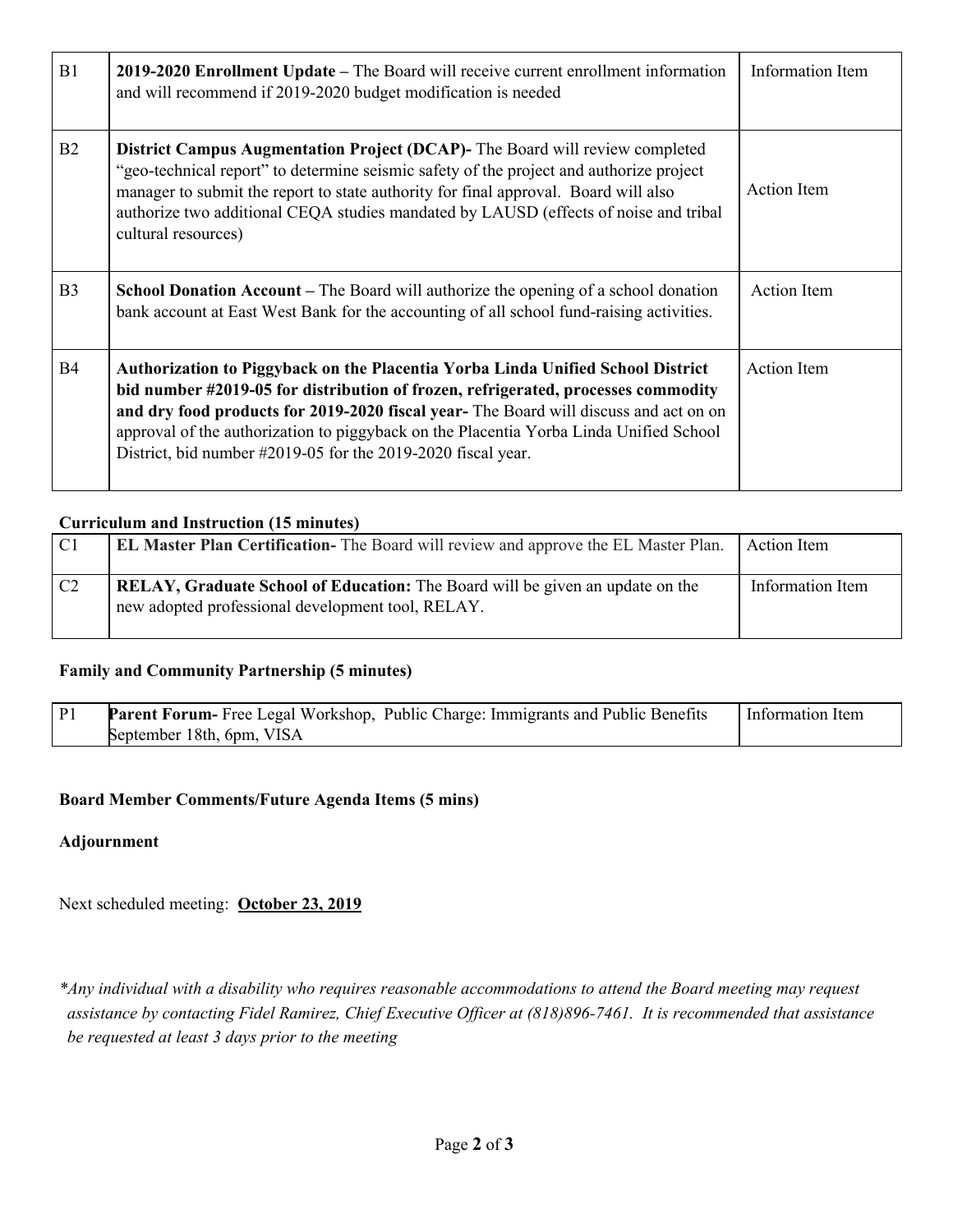| | | |
|---|---|---|
| B1 | **2019-2020 Enrollment Update –** The Board will receive current enrollment information and will recommend if 2019-2020 budget modification is needed | Information Item |
| B2 | **District Campus Augmentation Project (DCAP)-** The Board will review completed "geo-technical report" to determine seismic safety of the project and authorize project manager to submit the report to state authority for final approval. Board will also authorize two additional CEQA studies mandated by LAUSD (effects of noise and tribal cultural resources) | Action Item |
| B3 | **School Donation Account –** The Board will authorize the opening of a school donation bank account at East West Bank for the accounting of all school fund-raising activities. | Action Item |
| B4 | **Authorization to Piggyback on the Placentia Yorba Linda Unified School District bid number #2019-05 for distribution of frozen, refrigerated, processes commodity and dry food products for 2019-2020 fiscal year-** The Board will discuss and act on on approval of the authorization to piggyback on the Placentia Yorba Linda Unified School District, bid number #2019-05 for the 2019-2020 fiscal year. | Action Item |

**Curriculum and Instruction (15 minutes)**

| | | |
|---|---|---|
| C1 | **EL Master Plan Certification-** The Board will review and approve the EL Master Plan. | Action Item |
| C2 | **RELAY, Graduate School of Education:** The Board will be given an update on the new adopted professional development tool, RELAY. | Information Item |

**Family and Community Partnership (5 minutes)**

| | | |
|---|---|---|
| P1 | **Parent Forum-** Free Legal Workshop, Public Charge: Immigrants and Public Benefits September 18th, 6pm, VISA | Information Item |

**Board Member Comments/Future Agenda Items (5 mins)**

**Adjournment**

Next scheduled meeting: **October 23, 2019**

*\*Any individual with a disability who requires reasonable accommodations to attend the Board meeting may request assistance by contacting Fidel Ramirez, Chief Executive Officer at (818)896-7461. It is recommended that assistance be requested at least 3 days prior to the meeting*